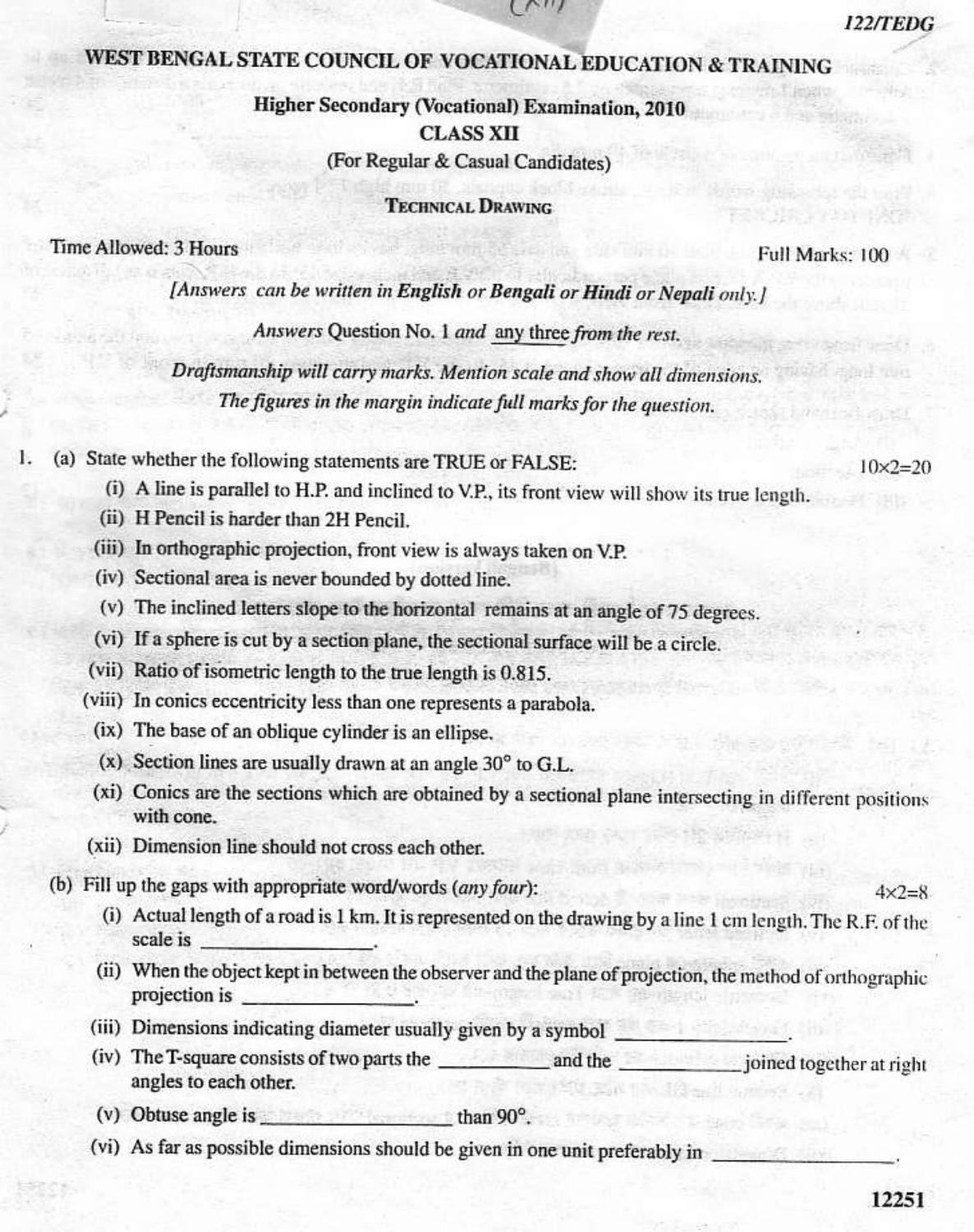122/TEDG

# WEST BENGAL STATE COUNCIL OF VOCATIONAL EDUCATION & TRAINING

## Higher Secondary (Vocational) Examination, 2010

## CLASS XII

(For Regular & Casual Candidates)

### TECHNICAL DRAWING

Time Allowed: 3 Hours | Full Marks: 100

*[Answers can be written in English or Bengali or Hindi or Nepali only.]*

*Answers Question No. 1 and any three from the rest.*

*Draftsmanship will carry marks. Mention scale and show all dimensions.*

*The figures in the margin indicate full marks for the question.*

1. (a) State whether the following statements are TRUE or FALSE: $10 \times 2 = 20$

   (i) A line is parallel to H.P. and inclined to V.P., its front view will show its true length.

   (ii) H Pencil is harder than 2H Pencil.

   (iii) In orthographic projection, front view is always taken on V.P.

   (iv) Sectional area is never bounded by dotted line.

   (v) The inclined letters slope to the horizontal remains at an angle of 75 degrees.

   (vi) If a sphere is cut by a section plane, the sectional surface will be a circle.

   (vii) Ratio of isometric length to the true length is 0.815.

   (viii) In conics eccentricity less than one represents a parabola.

   (ix) The base of an oblique cylinder is an ellipse.

   (x) Section lines are usually drawn at an angle 30° to G.L.

   (xi) Conics are the sections which are obtained by a sectional plane intersecting in different positions with cone.

   (xii) Dimension line should not cross each other.

   (b) Fill up the gaps with appropriate word/words (*any four*): $4 \times 2 = 8$

   (i) Actual length of a road is 1 km. It is represented on the drawing by a line 1 cm length. The R.F. of the scale is ________________.

   (ii) When the object kept in between the observer and the plane of projection, the method of orthographic projection is ________________.

   (iii) Dimensions indicating diameter usually given by a symbol ____________.

   (iv) The T-square consists of two parts the ____________ and the ____________ joined together at right angles to each other.

   (v) Obtuse angle is ________________ than 90°.

   (vi) As far as possible dimensions should be given in one unit preferably in ________________.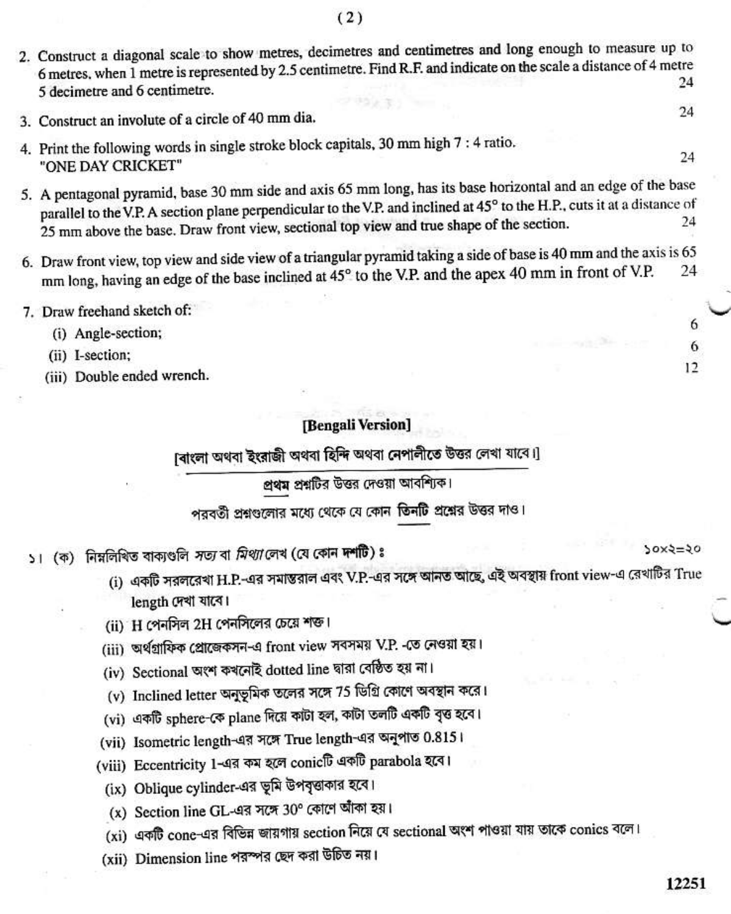2. Construct a diagonal scale to show metres, decimetres and centimetres and long enough to measure up to 6 metres, when 1 metre is represented by 2.5 centimetre. Find R.F. and indicate on the scale a distance of 4 metre 5 decimetre and 6 centimetre. 24

3. Construct an involute of a circle of 40 mm dia. 24

4. Print the following words in single stroke block capitals, 30 mm high 7 : 4 ratio.
"ONE DAY CRICKET" 24

5. A pentagonal pyramid, base 30 mm side and axis 65 mm long, has its base horizontal and an edge of the base parallel to the V.P. A section plane perpendicular to the V.P. and inclined at 45° to the H.P., cuts it at a distance of 25 mm above the base. Draw front view, sectional top view and true shape of the section. 24

6. Draw front view, top view and side view of a triangular pyramid taking a side of base is 40 mm and the axis is 65 mm long, having an edge of the base inclined at 45° to the V.P. and the apex 40 mm in front of V.P. 24

7. Draw freehand sketch of:
   (i) Angle-section; 6
   (ii) I-section; 6
   (iii) Double ended wrench. 12

## [Bengali Version]

[বাংলা অথবা ইংরাজী অথবা হিন্দি অথবা নেপালীতে উত্তর লেখা যাবে।]

**প্রথম** প্রশ্নটির উত্তর দেওয়া আবশ্যিক।

পরবর্তী প্রশ্নগুলোর মধ্যে থেকে যে কোন **তিনটি** প্রশ্নের উত্তর দাও।

১। (ক) নিম্নলিখিত বাক্যগুলি *সত্য* বা *মিথ্যা* লেখ (যে কোন **দশটি**) : ১০×২=২০

(i) একটি সরলরেখা H.P.-এর সমান্তরাল এবং V.P.-এর সঙ্গে আনত আছে, এই অবস্থায় front view-এ রেখাটির True length দেখা যাবে।

(ii) H পেনসিল 2H পেনসিলের চেয়ে শক্ত।

(iii) অর্থগ্রাফিক প্রোজেকসন-এ front view সবসময় V.P. -তে নেওয়া হয়।

(iv) Sectional অংশ কখনোই dotted line দ্বারা বেষ্টিত হয় না।

(v) Inclined letter অনুভূমিক তলের সঙ্গে 75 ডিগ্রি কোণে অবস্থান করে।

(vi) একটি sphere-কে plane দিয়ে কাটা হল, কাটা তলটি একটি বৃত্ত হবে।

(vii) Isometric length-এর সঙ্গে True length-এর অনুপাত 0.815।

(viii) Eccentricity 1-এর কম হলে conicটি একটি parabola হবে।

(ix) Oblique cylinder-এর ভূমি উপবৃত্তাকার হবে।

(x) Section line GL-এর সঙ্গে 30° কোণে আঁকা হয়।

(xi) একটি cone-এর বিভিন্ন জায়গায় section নিয়ে যে sectional অংশ পাওয়া যায় তাকে conics বলে।

(xii) Dimension line পরস্পর ছেদ করা উচিত নয়।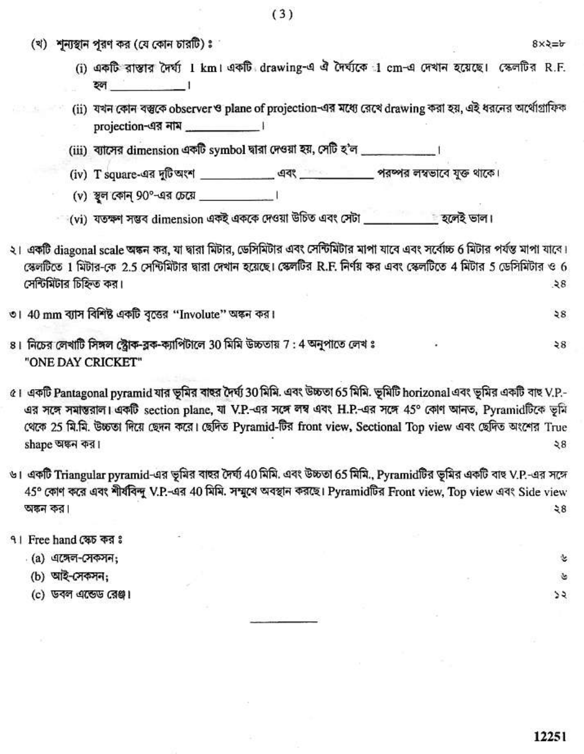(খ) শূন্যস্থান পূরণ কর (যে কোন চারটি) : 8×২=৮

(i) একটি রাস্তার দৈর্ঘ্য 1 km। একটি drawing-এ ঐ দৈর্ঘ্যকে 1 cm-এ দেখান হয়েছে। স্কেলটির R.F. হল ____________।

(ii) যখন কোন বস্তুকে observer ও plane of projection-এর মধ্যে রেখে drawing করা হয়, এই ধরনের অর্থোগ্রাফিক projection-এর নাম ____________।

(iii) ব্যাসের dimension একটি symbol দ্বারা দেওয়া হয়, সেটি হ'ল ____________।

(iv) T square-এর দুটি অংশ ____________ এবং ____________ পরস্পর লম্বভাবে যুক্ত থাকে।

(v) স্থূল কোণ্ 90°-এর চেয়ে ____________।

(vi) যতক্ষণ সম্ভব dimension একই এককে দেওয়া উচিত এবং সেটা ____________ হলেই ভাল।

২। একটি diagonal scale অঙ্কন কর, যা দ্বারা মিটার, ডেসিমিটার এবং সেন্টিমিটার মাপা যাবে এবং সর্বোচ্চ 6 মিটার পর্যন্ত মাপা যাবে। স্কেলটিতে 1 মিটার-কে 2.5 সেন্টিমিটার দ্বারা দেখান হয়েছে। স্কেলটির R.F. নির্ণয় কর এবং স্কেলটিতে 4 মিটার 5 ডেসিমিটার ও 6 সেন্টিমিটার চিহ্নিত কর। ২৪

৩। 40 mm ব্যাস বিশিষ্ট একটি বৃত্তের "Involute" অঙ্কন কর। ২৪

৪। নিচের লেখাটি সিঙ্গল স্ট্রোক-ব্লক-ক্যাপিটালে 30 মিমি উচ্চতায় 7 : 4 অনুপাতে লেখ : ২৪

"ONE DAY CRICKET"

৫। একটি Pantagonal pyramid যার ভূমির বাহুর দৈর্ঘ্য 30 মিমি. এবং উচ্চতা 65 মিমি. ভূমিটি horizonal এবং ভূমির একটি বাহু V.P.-এর সঙ্গে সমান্তরাল। একটি section plane, যা V.P.-এর সঙ্গে লম্ব এবং H.P.-এর সঙ্গে 45° কোণ আনত, Pyramidটিকে ভূমি থেকে 25 মি.মি. উচ্চতা দিয়ে ছেদন করে। ছেদিত Pyramid-টির front view, Sectional Top view এবং ছেদিত অংশের True shape অঙ্কন কর। ২৪

৬। একটি Triangular pyramid-এর ভূমির বাহুর দৈর্ঘ্য 40 মিমি. এবং উচ্চতা 65 মিমি., Pyramidটির ভূমির একটি বাহু V.P.-এর সঙ্গে 45° কোণ করে এবং শীর্ষবিন্দু V.P.-এর 40 মিমি. সম্মুখে অবস্থান করছে। Pyramidটির Front view, Top view এবং Side view অঙ্কন কর। ২৪

৭। Free hand স্কেচ কর :

(a) এঙ্গেল-সেকসন; ৬

(b) আই-সেকসন; ৬

(c) ডবল এন্ডেড রেঞ্জ। ১২

12251